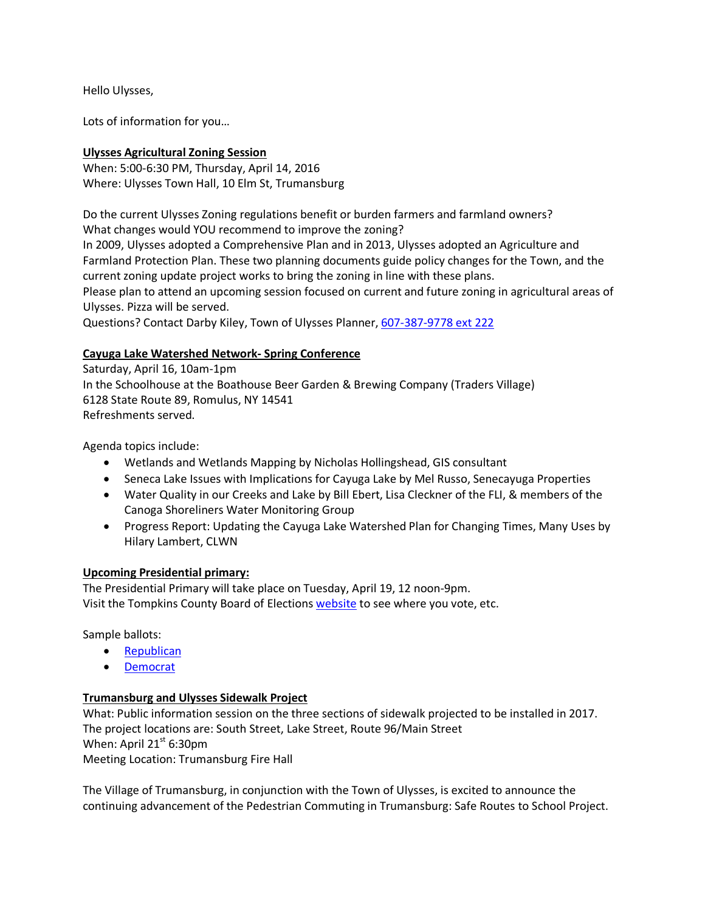Hello Ulysses,

Lots of information for you…

**Ulysses Agricultural Zoning Session**

When: 5:00-6:30 PM, Thursday, April 14, 2016
Where: Ulysses Town Hall, 10 Elm St, Trumansburg

Do the current Ulysses Zoning regulations benefit or burden farmers and farmland owners?
What changes would YOU recommend to improve the zoning?
In 2009, Ulysses adopted a Comprehensive Plan and in 2013, Ulysses adopted an Agriculture and Farmland Protection Plan. These two planning documents guide policy changes for the Town, and the current zoning update project works to bring the zoning in line with these plans.
Please plan to attend an upcoming session focused on current and future zoning in agricultural areas of Ulysses. Pizza will be served.
Questions? Contact Darby Kiley, Town of Ulysses Planner, 607-387-9778 ext 222

**Cayuga Lake Watershed Network- Spring Conference**

Saturday, April 16, 10am-1pm
In the Schoolhouse at the Boathouse Beer Garden & Brewing Company (Traders Village)
6128 State Route 89, Romulus, NY 14541
Refreshments served.

Agenda topics include:

- Wetlands and Wetlands Mapping by Nicholas Hollingshead, GIS consultant
- Seneca Lake Issues with Implications for Cayuga Lake by Mel Russo, Senecayuga Properties
- Water Quality in our Creeks and Lake by Bill Ebert, Lisa Cleckner of the FLI, & members of the Canoga Shoreliners Water Monitoring Group
- Progress Report: Updating the Cayuga Lake Watershed Plan for Changing Times, Many Uses by Hilary Lambert, CLWN

**Upcoming Presidential primary:**

The Presidential Primary will take place on Tuesday, April 19, 12 noon-9pm.
Visit the Tompkins County Board of Elections website to see where you vote, etc.

Sample ballots:

- Republican
- Democrat

**Trumansburg and Ulysses Sidewalk Project**

What: Public information session on the three sections of sidewalk projected to be installed in 2017.
The project locations are: South Street, Lake Street, Route 96/Main Street
When: April 21st 6:30pm
Meeting Location: Trumansburg Fire Hall

The Village of Trumansburg, in conjunction with the Town of Ulysses, is excited to announce the continuing advancement of the Pedestrian Commuting in Trumansburg: Safe Routes to School Project.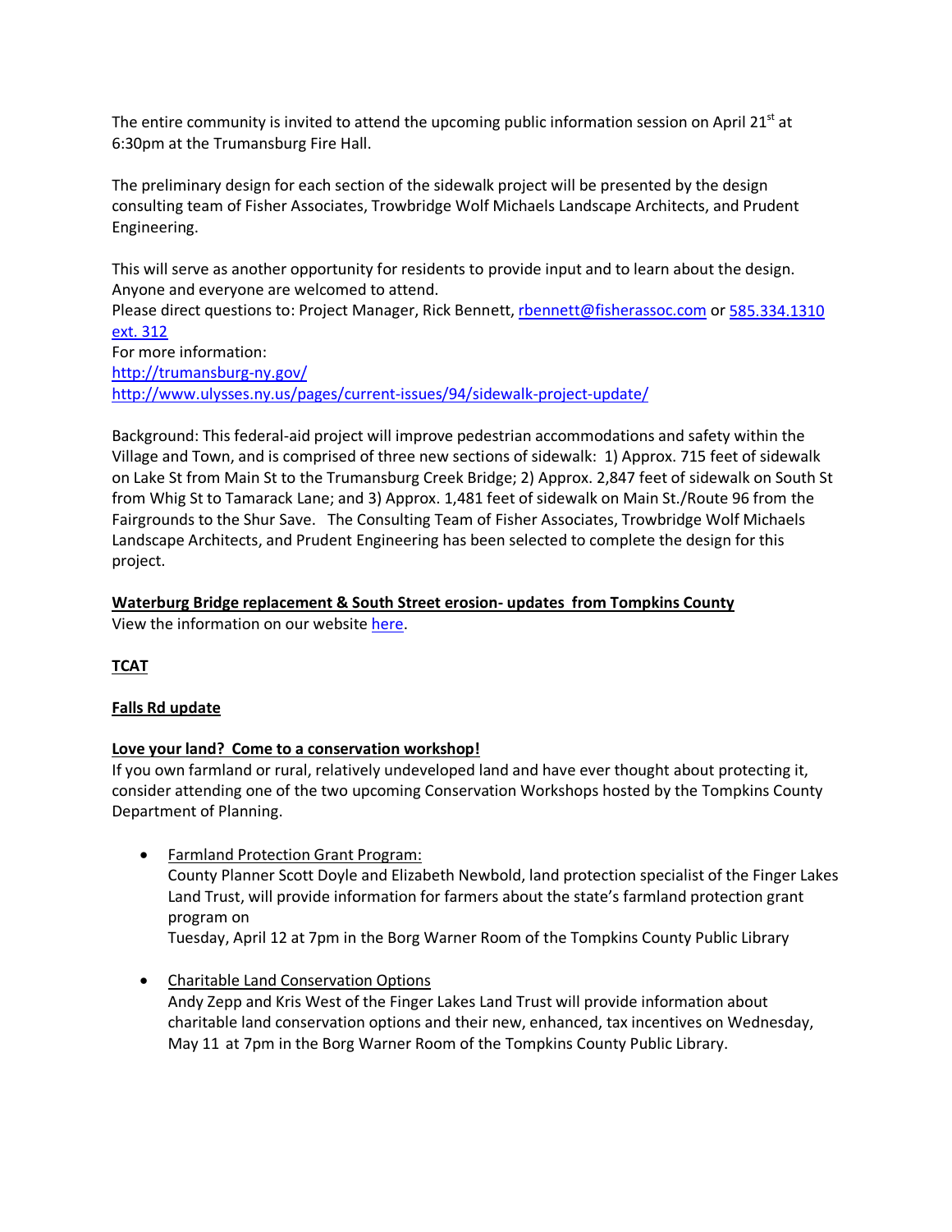The entire community is invited to attend the upcoming public information session on April 21st at 6:30pm at the Trumansburg Fire Hall.

The preliminary design for each section of the sidewalk project will be presented by the design consulting team of Fisher Associates, Trowbridge Wolf Michaels Landscape Architects, and Prudent Engineering.

This will serve as another opportunity for residents to provide input and to learn about the design. Anyone and everyone are welcomed to attend.
Please direct questions to: Project Manager, Rick Bennett, rbennett@fisherassoc.com or 585.334.1310 ext. 312
For more information:
http://trumansburg-ny.gov/
http://www.ulysses.ny.us/pages/current-issues/94/sidewalk-project-update/

Background: This federal-aid project will improve pedestrian accommodations and safety within the Village and Town, and is comprised of three new sections of sidewalk: 1) Approx. 715 feet of sidewalk on Lake St from Main St to the Trumansburg Creek Bridge; 2) Approx. 2,847 feet of sidewalk on South St from Whig St to Tamarack Lane; and 3) Approx. 1,481 feet of sidewalk on Main St./Route 96 from the Fairgrounds to the Shur Save. The Consulting Team of Fisher Associates, Trowbridge Wolf Michaels Landscape Architects, and Prudent Engineering has been selected to complete the design for this project.

**Waterburg Bridge replacement & South Street erosion- updates from Tompkins County**
View the information on our website here.

**TCAT**

**Falls Rd update**

**Love your land? Come to a conservation workshop!**
If you own farmland or rural, relatively undeveloped land and have ever thought about protecting it, consider attending one of the two upcoming Conservation Workshops hosted by the Tompkins County Department of Planning.

- Farmland Protection Grant Program:
  County Planner Scott Doyle and Elizabeth Newbold, land protection specialist of the Finger Lakes Land Trust, will provide information for farmers about the state's farmland protection grant program on
  Tuesday, April 12 at 7pm in the Borg Warner Room of the Tompkins County Public Library

- Charitable Land Conservation Options
  Andy Zepp and Kris West of the Finger Lakes Land Trust will provide information about charitable land conservation options and their new, enhanced, tax incentives on Wednesday, May 11 at 7pm in the Borg Warner Room of the Tompkins County Public Library.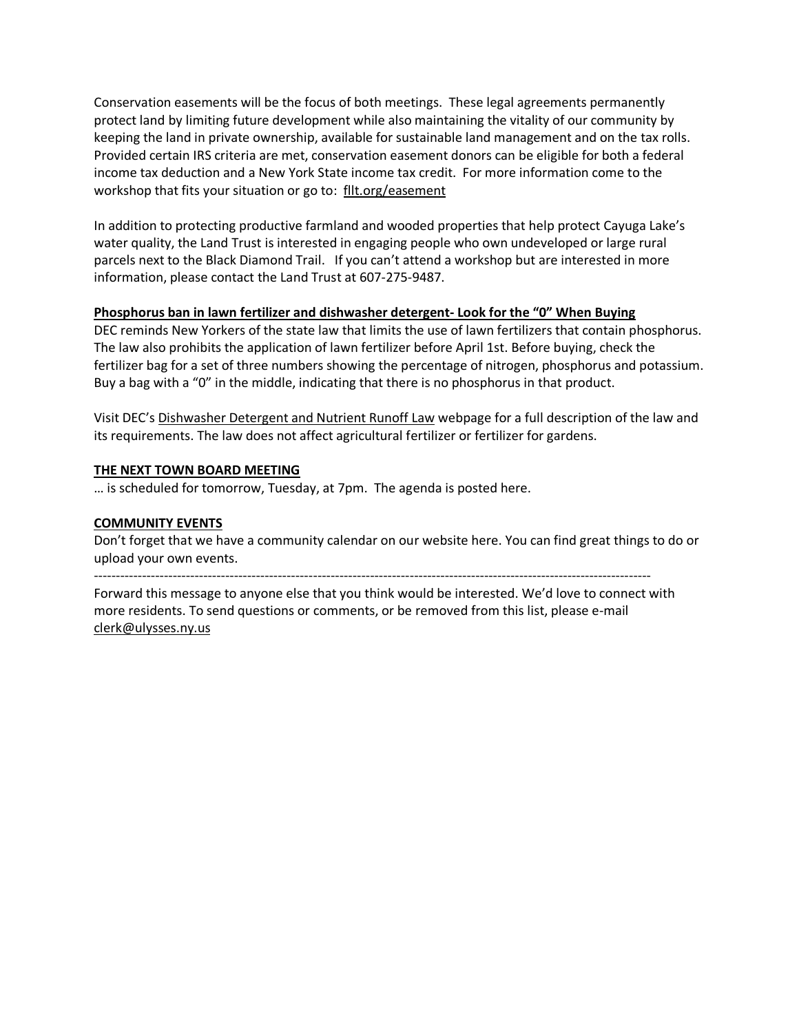Conservation easements will be the focus of both meetings. These legal agreements permanently protect land by limiting future development while also maintaining the vitality of our community by keeping the land in private ownership, available for sustainable land management and on the tax rolls. Provided certain IRS criteria are met, conservation easement donors can be eligible for both a federal income tax deduction and a New York State income tax credit. For more information come to the workshop that fits your situation or go to: fllt.org/easement

In addition to protecting productive farmland and wooded properties that help protect Cayuga Lake's water quality, the Land Trust is interested in engaging people who own undeveloped or large rural parcels next to the Black Diamond Trail. If you can't attend a workshop but are interested in more information, please contact the Land Trust at 607-275-9487.

**Phosphorus ban in lawn fertilizer and dishwasher detergent- Look for the "0" When Buying**

DEC reminds New Yorkers of the state law that limits the use of lawn fertilizers that contain phosphorus. The law also prohibits the application of lawn fertilizer before April 1st. Before buying, check the fertilizer bag for a set of three numbers showing the percentage of nitrogen, phosphorus and potassium. Buy a bag with a "0" in the middle, indicating that there is no phosphorus in that product.

Visit DEC's Dishwasher Detergent and Nutrient Runoff Law webpage for a full description of the law and its requirements. The law does not affect agricultural fertilizer or fertilizer for gardens.

**THE NEXT TOWN BOARD MEETING**

… is scheduled for tomorrow, Tuesday, at 7pm. The agenda is posted here.

**COMMUNITY EVENTS**

Don't forget that we have a community calendar on our website here. You can find great things to do or upload your own events.

---

Forward this message to anyone else that you think would be interested. We'd love to connect with more residents. To send questions or comments, or be removed from this list, please e-mail clerk@ulysses.ny.us